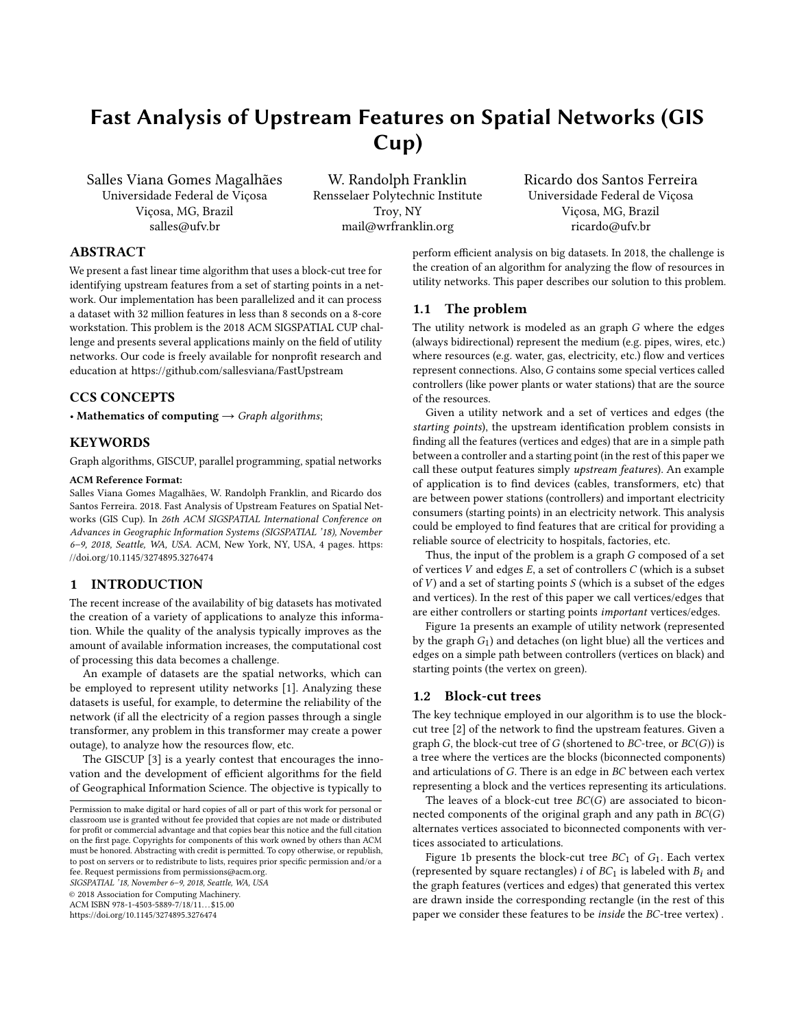# Fast Analysis of Upstream Features on Spatial Networks (GIS Cup)

Salles Viana Gomes Magalhães
Universidade Federal de Viçosa
Viçosa, MG, Brazil
salles@ufv.br

W. Randolph Franklin
Rensselaer Polytechnic Institute
Troy, NY
mail@wrfranklin.org

Ricardo dos Santos Ferreira
Universidade Federal de Viçosa
Viçosa, MG, Brazil
ricardo@ufv.br

## ABSTRACT

We present a fast linear time algorithm that uses a block-cut tree for identifying upstream features from a set of starting points in a network. Our implementation has been parallelized and it can process a dataset with 32 million features in less than 8 seconds on a 8-core workstation. This problem is the 2018 ACM SIGSPATIAL CUP challenge and presents several applications mainly on the field of utility networks. Our code is freely available for nonprofit research and education at https://github.com/sallesviana/FastUpstream

## CCS CONCEPTS

• **Mathematics of computing** → *Graph algorithms*;

## KEYWORDS

Graph algorithms, GISCUP, parallel programming, spatial networks

**ACM Reference Format:**
Salles Viana Gomes Magalhães, W. Randolph Franklin, and Ricardo dos Santos Ferreira. 2018. Fast Analysis of Upstream Features on Spatial Networks (GIS Cup). In *26th ACM SIGSPATIAL International Conference on Advances in Geographic Information Systems (SIGSPATIAL '18), November 6–9, 2018, Seattle, WA, USA.* ACM, New York, NY, USA, 4 pages. https://doi.org/10.1145/3274895.3276474

## 1 INTRODUCTION

The recent increase of the availability of big datasets has motivated the creation of a variety of applications to analyze this information. While the quality of the analysis typically improves as the amount of available information increases, the computational cost of processing this data becomes a challenge.

An example of datasets are the spatial networks, which can be employed to represent utility networks [1]. Analyzing these datasets is useful, for example, to determine the reliability of the network (if all the electricity of a region passes through a single transformer, any problem in this transformer may create a power outage), to analyze how the resources flow, etc.

The GISCUP [3] is a yearly contest that encourages the innovation and the development of efficient algorithms for the field of Geographical Information Science. The objective is typically to perform efficient analysis on big datasets. In 2018, the challenge is the creation of an algorithm for analyzing the flow of resources in utility networks. This paper describes our solution to this problem.

### 1.1 The problem

The utility network is modeled as an graph $G$ where the edges (always bidirectional) represent the medium (e.g. pipes, wires, etc.) where resources (e.g. water, gas, electricity, etc.) flow and vertices represent connections. Also, $G$ contains some special vertices called controllers (like power plants or water stations) that are the source of the resources.

Given a utility network and a set of vertices and edges (the *starting points*), the upstream identification problem consists in finding all the features (vertices and edges) that are in a simple path between a controller and a starting point (in the rest of this paper we call these output features simply *upstream features*). An example of application is to find devices (cables, transformers, etc) that are between power stations (controllers) and important electricity consumers (starting points) in an electricity network. This analysis could be employed to find features that are critical for providing a reliable source of electricity to hospitals, factories, etc.

Thus, the input of the problem is a graph $G$ composed of a set of vertices $V$ and edges $E$, a set of controllers $C$ (which is a subset of $V$) and a set of starting points $S$ (which is a subset of the edges and vertices). In the rest of this paper we call vertices/edges that are either controllers or starting points *important* vertices/edges.

Figure 1a presents an example of utility network (represented by the graph $G_1$) and detaches (on light blue) all the vertices and edges on a simple path between controllers (vertices on black) and starting points (the vertex on green).

### 1.2 Block-cut trees

The key technique employed in our algorithm is to use the block-cut tree [2] of the network to find the upstream features. Given a graph $G$, the block-cut tree of $G$ (shortened to *BC*-tree, or $BC(G)$) is a tree where the vertices are the blocks (biconnected components) and articulations of $G$. There is an edge in $BC$ between each vertex representing a block and the vertices representing its articulations.

The leaves of a block-cut tree $BC(G)$ are associated to biconnected components of the original graph and any path in $BC(G)$ alternates vertices associated to biconnected components with vertices associated to articulations.

Figure 1b presents the block-cut tree $BC_1$ of $G_1$. Each vertex (represented by square rectangles) $i$ of $BC_1$ is labeled with $B_i$ and the graph features (vertices and edges) that generated this vertex are drawn inside the corresponding rectangle (in the rest of this paper we consider these features to be *inside* the *BC*-tree vertex).

Permission to make digital or hard copies of all or part of this work for personal or classroom use is granted without fee provided that copies are not made or distributed for profit or commercial advantage and that copies bear this notice and the full citation on the first page. Copyrights for components of this work owned by others than ACM must be honored. Abstracting with credit is permitted. To copy otherwise, or republish, to post on servers or to redistribute to lists, requires prior specific permission and/or a fee. Request permissions from permissions@acm.org.
*SIGSPATIAL '18, November 6–9, 2018, Seattle, WA, USA*
© 2018 Association for Computing Machinery.
ACM ISBN 978-1-4503-5889-7/18/11...$15.00
https://doi.org/10.1145/3274895.3276474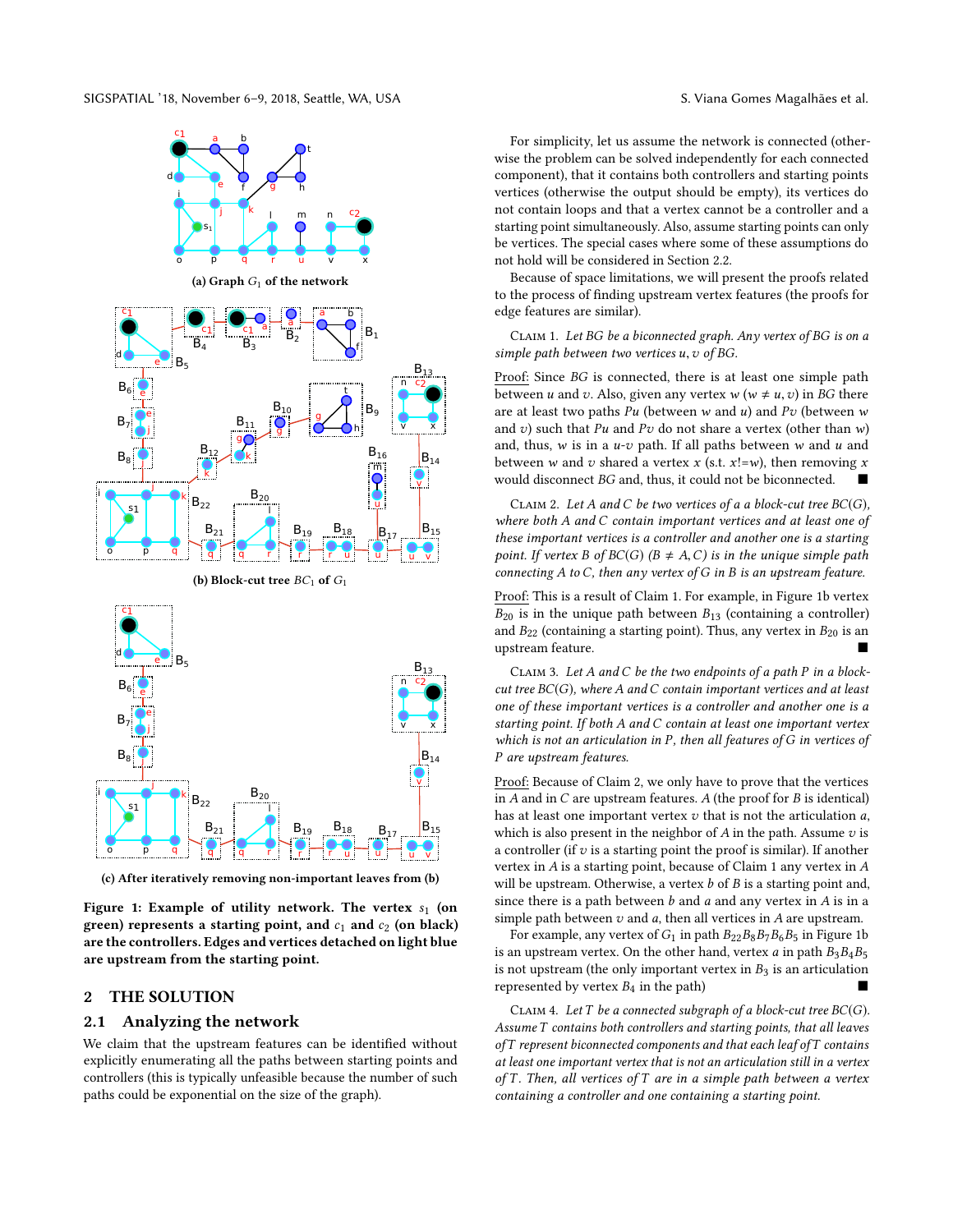(a) Graph $G_1$ of the network

(b) Block-cut tree $BC_1$ of $G_1$

(c) After iteratively removing non-important leaves from (b)

**Figure 1: Example of utility network. The vertex $s_1$ (on green) represents a starting point, and $c_1$ and $c_2$ (on black) are the controllers. Edges and vertices detached on light blue are upstream from the starting point.**

## 2 THE SOLUTION

### 2.1 Analyzing the network

We claim that the upstream features can be identified without explicitly enumerating all the paths between starting points and controllers (this is typically unfeasible because the number of such paths could be exponential on the size of the graph).

For simplicity, let us assume the network is connected (otherwise the problem can be solved independently for each connected component), that it contains both controllers and starting points vertices (otherwise the output should be empty), its vertices do not contain loops and that a vertex cannot be a controller and a starting point simultaneously. Also, assume starting points can only be vertices. The special cases where some of these assumptions do not hold will be considered in Section 2.2.

Because of space limitations, we will present the proofs related to the process of finding upstream vertex features (the proofs for edge features are similar).

Claim 1. *Let $BG$ be a biconnected graph. Any vertex of $BG$ is on a simple path between two vertices $u, v$ of $BG$.*

Proof: Since $BG$ is connected, there is at least one simple path between $u$ and $v$. Also, given any vertex $w$ ($w \neq u, v$) in $BG$ there are at least two paths $Pu$ (between $w$ and $u$) and $Pv$ (between $w$ and $v$) such that $Pu$ and $Pv$ do not share a vertex (other than $w$) and, thus, $w$ is in a $u$-$v$ path. If all paths between $w$ and $u$ and between $w$ and $v$ shared a vertex $x$ (s.t. $x$!=$w$), then removing $x$ would disconnect $BG$ and, thus, it could not be biconnected. ■

Claim 2. *Let $A$ and $C$ be two vertices of a block-cut tree $BC(G)$, where both $A$ and $C$ contain important vertices and at least one of these important vertices is a controller and another one is a starting point. If vertex $B$ of $BC(G)$ ($B \neq A, C$) is in the unique simple path connecting $A$ to $C$, then any vertex of $G$ in $B$ is an upstream feature.*

Proof: This is a result of Claim 1. For example, in Figure 1b vertex $B_{20}$ is in the unique path between $B_{13}$ (containing a controller) and $B_{22}$ (containing a starting point). Thus, any vertex in $B_{20}$ is an upstream feature. ■

Claim 3. *Let $A$ and $C$ be the two endpoints of a path $P$ in a block-cut tree $BC(G)$, where $A$ and $C$ contain important vertices and at least one of these important vertices is a controller and another one is a starting point. If both $A$ and $C$ contain at least one important vertex which is not an articulation in $P$, then all features of $G$ in vertices of $P$ are upstream features.*

Proof: Because of Claim 2, we only have to prove that the vertices in $A$ and in $C$ are upstream features. $A$ (the proof for $B$ is identical) has at least one important vertex $v$ that is not the articulation $a$, which is also present in the neighbor of $A$ in the path. Assume $v$ is a controller (if $v$ is a starting point the proof is similar). If another vertex in $A$ is a starting point, because of Claim 1 any vertex in $A$ will be upstream. Otherwise, a vertex $b$ of $B$ is a starting point and, since there is a path between $b$ and $a$ and any vertex in $A$ is in a simple path between $v$ and $a$, then all vertices in $A$ are upstream.

For example, any vertex of $G_1$ in path $B_{22}B_8B_7B_6B_5$ in Figure 1b is an upstream vertex. On the other hand, vertex $a$ in path $B_3B_4B_5$ is not upstream (the only important vertex in $B_3$ is an articulation represented by vertex $B_4$ in the path) ■

Claim 4. *Let $T$ be a connected subgraph of a block-cut tree $BC(G)$. Assume $T$ contains both controllers and starting points, that all leaves of $T$ represent biconnected components and that each leaf of $T$ contains at least one important vertex that is not an articulation still in a vertex of $T$. Then, all vertices of $T$ are in a simple path between a vertex containing a controller and one containing a starting point.*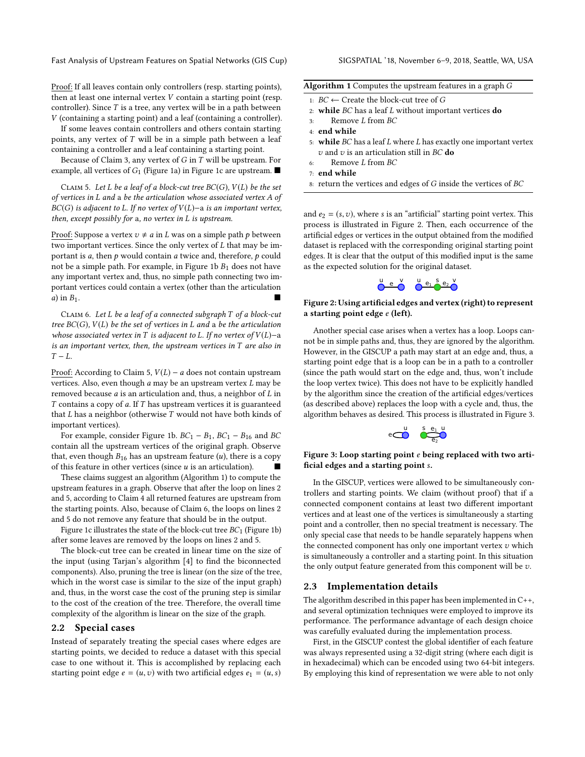Proof: If all leaves contain only controllers (resp. starting points), then at least one internal vertex $V$ contain a starting point (resp. controller). Since $T$ is a tree, any vertex will be in a path between $V$ (containing a starting point) and a leaf (containing a controller).

If some leaves contain controllers and others contain starting points, any vertex of $T$ will be in a simple path between a leaf containing a controller and a leaf containing a starting point.

Because of Claim 3, any vertex of $G$ in $T$ will be upstream. For example, all vertices of $G_1$ (Figure 1a) in Figure 1c are upstream. ■

Claim 5. *Let $L$ be a leaf of a block-cut tree $BC(G)$, $V(L)$ be the set of vertices in $L$ and $a$ be the articulation whose associated vertex $A$ of $BC(G)$ is adjacent to $L$. If no vertex of $V(L)-a$ is an important vertex, then, except possibly for $a$, no vertex in $L$ is upstream.*

Proof: Suppose a vertex $v \neq a$ in $L$ was on a simple path $p$ between two important vertices. Since the only vertex of $L$ that may be important is $a$, then $p$ would contain $a$ twice and, therefore, $p$ could not be a simple path. For example, in Figure 1b $B_1$ does not have any important vertex and, thus, no simple path connecting two important vertices could contain a vertex (other than the articulation $a$) in $B_1$. ■

Claim 6. *Let $L$ be a leaf of a connected subgraph $T$ of a block-cut tree $BC(T)$, $V(L)$ be the set of vertices in $L$ and $a$ be the articulation whose associated vertex in $T$ is adjacent to $L$. If no vertex of $V(L)-a$ is an important vertex, then, the upstream vertices in $T$ are also in $T-L$.*

Proof: According to Claim 5, $V(L)-a$ does not contain upstream vertices. Also, even though $a$ may be an upstream vertex $L$ may be removed because $a$ is an articulation and, thus, a neighbor of $L$ in $T$ contains a copy of $a$. If $T$ has upstream vertices it is guaranteed that $L$ has a neighbor (otherwise $T$ would not have both kinds of important vertices).

For example, consider Figure 1b. $BC_1 - B_1$, $BC_1 - B_{16}$ and $BC$ contain all the upstream vertices of the original graph. Observe that, even though $B_{16}$ has an upstream feature ($u$), there is a copy of this feature in other vertices (since $u$ is an articulation). ■

These claims suggest an algorithm (Algorithm 1) to compute the upstream features in a graph. Observe that after the loop on lines 2 and 5, according to Claim 4 all returned features are upstream from the starting points. Also, because of Claim 6, the loops on lines 2 and 5 do not remove any feature that should be in the output.

Figure 1c illustrates the state of the block-cut tree $BC_1$ (Figure 1b) after some leaves are removed by the loops on lines 2 and 5.

The block-cut tree can be created in linear time on the size of the input (using Tarjan's algorithm [4] to find the biconnected components). Also, pruning the tree is linear (on the size of the tree, which in the worst case is similar to the size of the input graph) and, thus, in the worst case the cost of the pruning step is similar to the cost of the creation of the tree. Therefore, the overall time complexity of the algorithm is linear on the size of the graph.

## 2.2 Special cases

Instead of separately treating the special cases where edges are starting points, we decided to reduce a dataset with this special case to one without it. This is accomplished by replacing each starting point edge $e = (u, v)$ with two artificial edges $e_1 = (u, s)$ and $e_2 = (s, v)$, where $s$ is an "artificial" starting point vertex. This process is illustrated in Figure 2. Then, each occurrence of the artificial edges or vertices in the output obtained from the modified dataset is replaced with the corresponding original starting point edges. It is clear that the output of this modified input is the same as the expected solution for the original dataset.

**Algorithm 1** Computes the upstream features in a graph $G$

```
1: BC ← Create the block-cut tree of G
2: while BC has a leaf L without important vertices do
3:     Remove L from BC
4: end while
5: while BC has a leaf L where L has exactly one important vertex
   v and v is an articulation still in BC do
6:     Remove L from BC
7: end while
8: return the vertices and edges of G inside the vertices of BC
```

**Figure 2: Using artificial edges and vertex (right) to represent a starting point edge $e$ (left).**

Another special case arises when a vertex has a loop. Loops cannot be in simple paths and, thus, they are ignored by the algorithm. However, in the GISCUP a path may start at an edge and, thus, a starting point edge that is a loop can be in a path to a controller (since the path would start on the edge and, thus, won't include the loop vertex twice). This does not have to be explicitly handled by the algorithm since the creation of the artificial edges/vertices (as described above) replaces the loop with a cycle and, thus, the algorithm behaves as desired. This process is illustrated in Figure 3.

**Figure 3: Loop starting point $e$ being replaced with two artificial edges and a starting point $s$.**

In the GISCUP, vertices were allowed to be simultaneously controllers and starting points. We claim (without proof) that if a connected component contains at least two different important vertices and at least one of the vertices is simultaneously a starting point and a controller, then no special treatment is necessary. The only special case that needs to be handle separately happens when the connected component has only one important vertex $v$ which is simultaneously a controller and a starting point. In this situation the only output feature generated from this component will be $v$.

## 2.3 Implementation details

The algorithm described in this paper has been implemented in C++, and several optimization techniques were employed to improve its performance. The performance advantage of each design choice was carefully evaluated during the implementation process.

First, in the GISCUP contest the global identifier of each feature was always represented using a 32-digit string (where each digit is in hexadecimal) which can be encoded using two 64-bit integers. By employing this kind of representation we were able to not only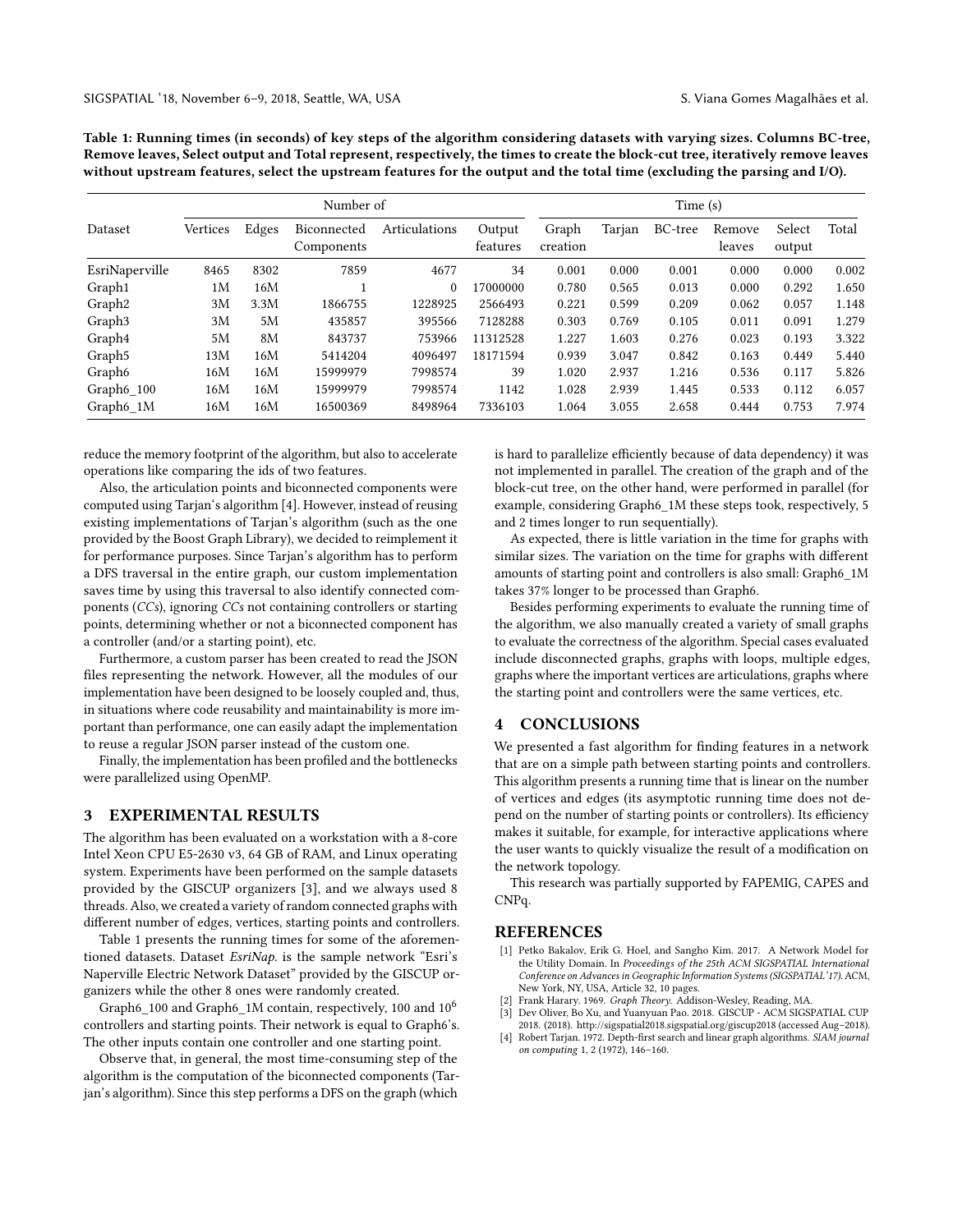Table 1: Running times (in seconds) of key steps of the algorithm considering datasets with varying sizes. Columns BC-tree, Remove leaves, Select output and Total represent, respectively, the times to create the block-cut tree, iteratively remove leaves without upstream features, select the upstream features for the output and the total time (excluding the parsing and I/O).

| Dataset | Number of | | | | | Time (s) | | | | | |
|---|---|---|---|---|---|---|---|---|---|---|---|
| | Vertices | Edges | Biconnected Components | Articulations | Output features | Graph creation | Tarjan | BC-tree | Remove leaves | Select output | Total |
| EsriNaperville | 8465 | 8302 | 7859 | 4677 | 34 | 0.001 | 0.000 | 0.001 | 0.000 | 0.000 | 0.002 |
| Graph1 | 1M | 16M | 1 | 0 | 17000000 | 0.780 | 0.565 | 0.013 | 0.000 | 0.292 | 1.650 |
| Graph2 | 3M | 3.3M | 1866755 | 1228925 | 2566493 | 0.221 | 0.599 | 0.209 | 0.062 | 0.057 | 1.148 |
| Graph3 | 3M | 5M | 435857 | 395566 | 7128288 | 0.303 | 0.769 | 0.105 | 0.011 | 0.091 | 1.279 |
| Graph4 | 5M | 8M | 843737 | 753966 | 11312528 | 1.227 | 1.603 | 0.276 | 0.023 | 0.193 | 3.322 |
| Graph5 | 13M | 16M | 5414204 | 4096497 | 18171594 | 0.939 | 3.047 | 0.842 | 0.163 | 0.449 | 5.440 |
| Graph6 | 16M | 16M | 15999979 | 7998574 | 39 | 1.020 | 2.937 | 1.216 | 0.536 | 0.117 | 5.826 |
| Graph6_100 | 16M | 16M | 15999979 | 7998574 | 1142 | 1.028 | 2.939 | 1.445 | 0.533 | 0.112 | 6.057 |
| Graph6_1M | 16M | 16M | 16500369 | 8498964 | 7336103 | 1.064 | 3.055 | 2.658 | 0.444 | 0.753 | 7.974 |

reduce the memory footprint of the algorithm, but also to accelerate operations like comparing the ids of two features.

Also, the articulation points and biconnected components were computed using Tarjan's algorithm [4]. However, instead of reusing existing implementations of Tarjan's algorithm (such as the one provided by the Boost Graph Library), we decided to reimplement it for performance purposes. Since Tarjan's algorithm has to perform a DFS traversal in the entire graph, our custom implementation saves time by using this traversal to also identify connected components (*CCs*), ignoring *CCs* not containing controllers or starting points, determining whether or not a biconnected component has a controller (and/or a starting point), etc.

Furthermore, a custom parser has been created to read the JSON files representing the network. However, all the modules of our implementation have been designed to be loosely coupled and, thus, in situations where code reusability and maintainability is more important than performance, one can easily adapt the implementation to reuse a regular JSON parser instead of the custom one.

Finally, the implementation has been profiled and the bottlenecks were parallelized using OpenMP.

## 3 EXPERIMENTAL RESULTS

The algorithm has been evaluated on a workstation with a 8-core Intel Xeon CPU E5-2630 v3, 64 GB of RAM, and Linux operating system. Experiments have been performed on the sample datasets provided by the GISCUP organizers [3], and we always used 8 threads. Also, we created a variety of random connected graphs with different number of edges, vertices, starting points and controllers.

Table 1 presents the running times for some of the aforementioned datasets. Dataset *EsriNap.* is the sample network "Esri's Naperville Electric Network Dataset" provided by the GISCUP organizers while the other 8 ones were randomly created.

Graph6_100 and Graph6_1M contain, respectively, 100 and $10^6$ controllers and starting points. Their network is equal to Graph6's. The other inputs contain one controller and one starting point.

Observe that, in general, the most time-consuming step of the algorithm is the computation of the biconnected components (Tarjan's algorithm). Since this step performs a DFS on the graph (which is hard to parallelize efficiently because of data dependency) it was not implemented in parallel. The creation of the graph and of the block-cut tree, on the other hand, were performed in parallel (for example, considering Graph6_1M these steps took, respectively, 5 and 2 times longer to run sequentially).

As expected, there is little variation in the time for graphs with similar sizes. The variation on the time for graphs with different amounts of starting point and controllers is also small: Graph6_1M takes 37% longer to be processed than Graph6.

Besides performing experiments to evaluate the running time of the algorithm, we also manually created a variety of small graphs to evaluate the correctness of the algorithm. Special cases evaluated include disconnected graphs, graphs with loops, multiple edges, graphs where the important vertices are articulations, graphs where the starting point and controllers were the same vertices, etc.

## 4 CONCLUSIONS

We presented a fast algorithm for finding features in a network that are on a simple path between starting points and controllers. This algorithm presents a running time that is linear on the number of vertices and edges (its asymptotic running time does not depend on the number of starting points or controllers). Its efficiency makes it suitable, for example, for interactive applications where the user wants to quickly visualize the result of a modification on the network topology.

This research was partially supported by FAPEMIG, CAPES and CNPq.

## REFERENCES

[1] Petko Bakalov, Erik G. Hoel, and Sangho Kim. 2017. A Network Model for the Utility Domain. In *Proceedings of the 25th ACM SIGSPATIAL International Conference on Advances in Geographic Information Systems (SIGSPATIAL'17)*. ACM, New York, NY, USA, Article 32, 10 pages.

[2] Frank Harary. 1969. *Graph Theory*. Addison-Wesley, Reading, MA.

[3] Dev Oliver, Bo Xu, and Yuanyuan Pao. 2018. GISCUP - ACM SIGSPATIAL CUP 2018. (2018). http://sigspatial2018.sigspatial.org/giscup2018 (accessed Aug–2018).

[4] Robert Tarjan. 1972. Depth-first search and linear graph algorithms. *SIAM journal on computing* 1, 2 (1972), 146–160.